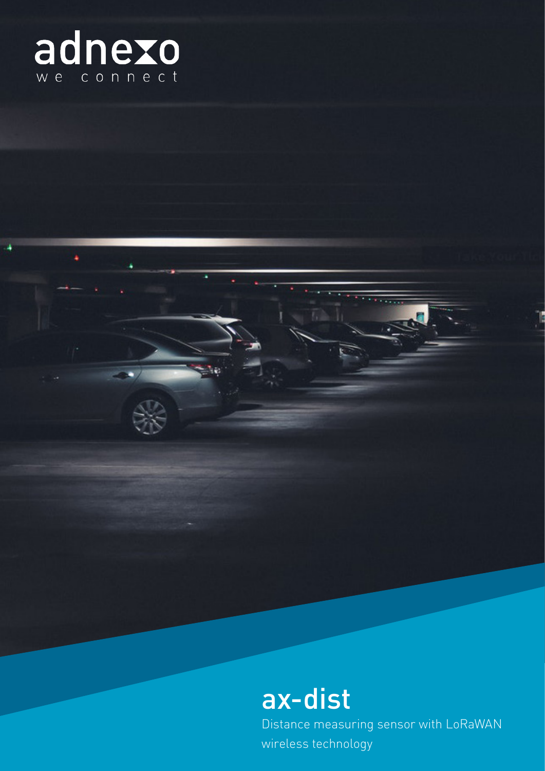adnexo

we connect

# ax-dist

Distance measuring sensor with LoRaWAN wireless technology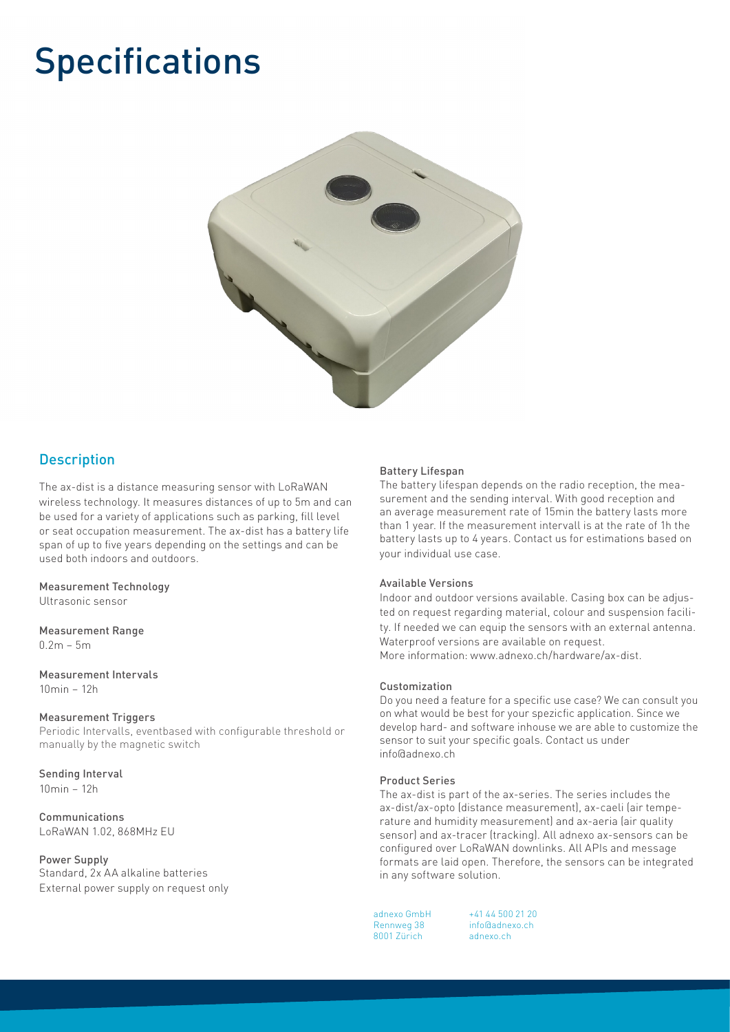# Specifications

## Description

The ax-dist is a distance measuring sensor with LoRaWAN wireless technology. It measures distances of up to 5m and can be used for a variety of applications such as parking, fill level or seat occupation measurement. The ax-dist has a battery life span of up to five years depending on the settings and can be used both indoors and outdoors.

**Measurement Technology**
Ultrasonic sensor

**Measurement Range**
0.2m – 5m

**Measurement Intervals**
10min – 12h

**Measurement Triggers**
Periodic Intervalls, eventbased with configurable threshold or manually by the magnetic switch

**Sending Interval**
10min – 12h

**Communications**
LoRaWAN 1.02, 868MHz EU

**Power Supply**
Standard, 2x AA alkaline batteries
External power supply on request only

**Battery Lifespan**
The battery lifespan depends on the radio reception, the measurement and the sending interval. With good reception and an average measurement rate of 15min the battery lasts more than 1 year. If the measurement intervall is at the rate of 1h the battery lasts up to 4 years. Contact us for estimations based on your individual use case.

**Available Versions**
Indoor and outdoor versions available. Casing box can be adjusted on request regarding material, colour and suspension facility. If needed we can equip the sensors with an external antenna. Waterproof versions are available on request.
More information: www.adnexo.ch/hardware/ax-dist.

**Customization**
Do you need a feature for a specific use case? We can consult you on what would be best for your spezicfic application. Since we develop hard- and software inhouse we are able to customize the sensor to suit your specific goals. Contact us under info@adnexo.ch

**Product Series**
The ax-dist is part of the ax-series. The series includes the ax-dist/ax-opto (distance measurement), ax-caeli (air temperature and humidity measurement) and ax-aeria (air quality sensor) and ax-tracer (tracking). All adnexo ax-sensors can be configured over LoRaWAN downlinks. All APIs and message formats are laid open. Therefore, the sensors can be integrated in any software solution.

adnexo GmbH
Rennweg 38
8001 Zürich

+41 44 500 21 20
info@adnexo.ch
adnexo.ch